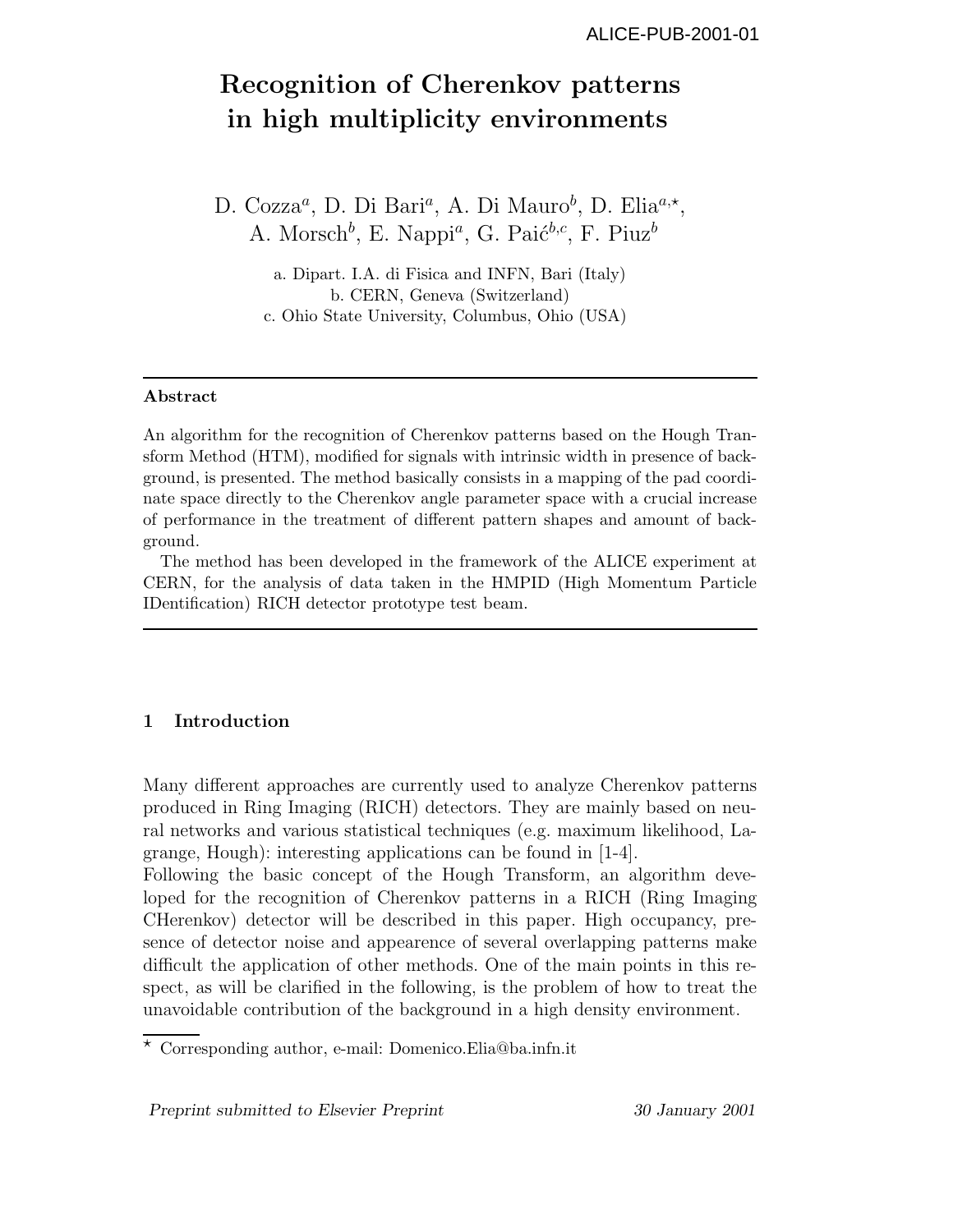ALICE-PUB-2001-01

# Recognition of Cherenkov patterns in high multiplicity environments

D. Cozza[a], D. Di Bari[a], A. Di Mauro[b], D. Elia[a,⋆], A. Morsch[b], E. Nappi[a], G. Paić[b,c], F. Piuz[b]

a. Dipart. I.A. di Fisica and INFN, Bari (Italy)
b. CERN, Geneva (Switzerland)
c. Ohio State University, Columbus, Ohio (USA)

---

**Abstract**

An algorithm for the recognition of Cherenkov patterns based on the Hough Transform Method (HTM), modified for signals with intrinsic width in presence of background, is presented. The method basically consists in a mapping of the pad coordinate space directly to the Cherenkov angle parameter space with a crucial increase of performance in the treatment of different pattern shapes and amount of background.

The method has been developed in the framework of the ALICE experiment at CERN, for the analysis of data taken in the HMPID (High Momentum Particle IDentification) RICH detector prototype test beam.

---

## 1 Introduction

Many different approaches are currently used to analyze Cherenkov patterns produced in Ring Imaging (RICH) detectors. They are mainly based on neural networks and various statistical techniques (e.g. maximum likelihood, Lagrange, Hough): interesting applications can be found in [1-4].

Following the basic concept of the Hough Transform, an algorithm developed for the recognition of Cherenkov patterns in a RICH (Ring Imaging CHerenkov) detector will be described in this paper. High occupancy, presence of detector noise and appearence of several overlapping patterns make difficult the application of other methods. One of the main points in this respect, as will be clarified in the following, is the problem of how to treat the unavoidable contribution of the background in a high density environment.

[⋆] Corresponding author, e-mail: Domenico.Elia@ba.infn.it

*Preprint submitted to Elsevier Preprint* *30 January 2001*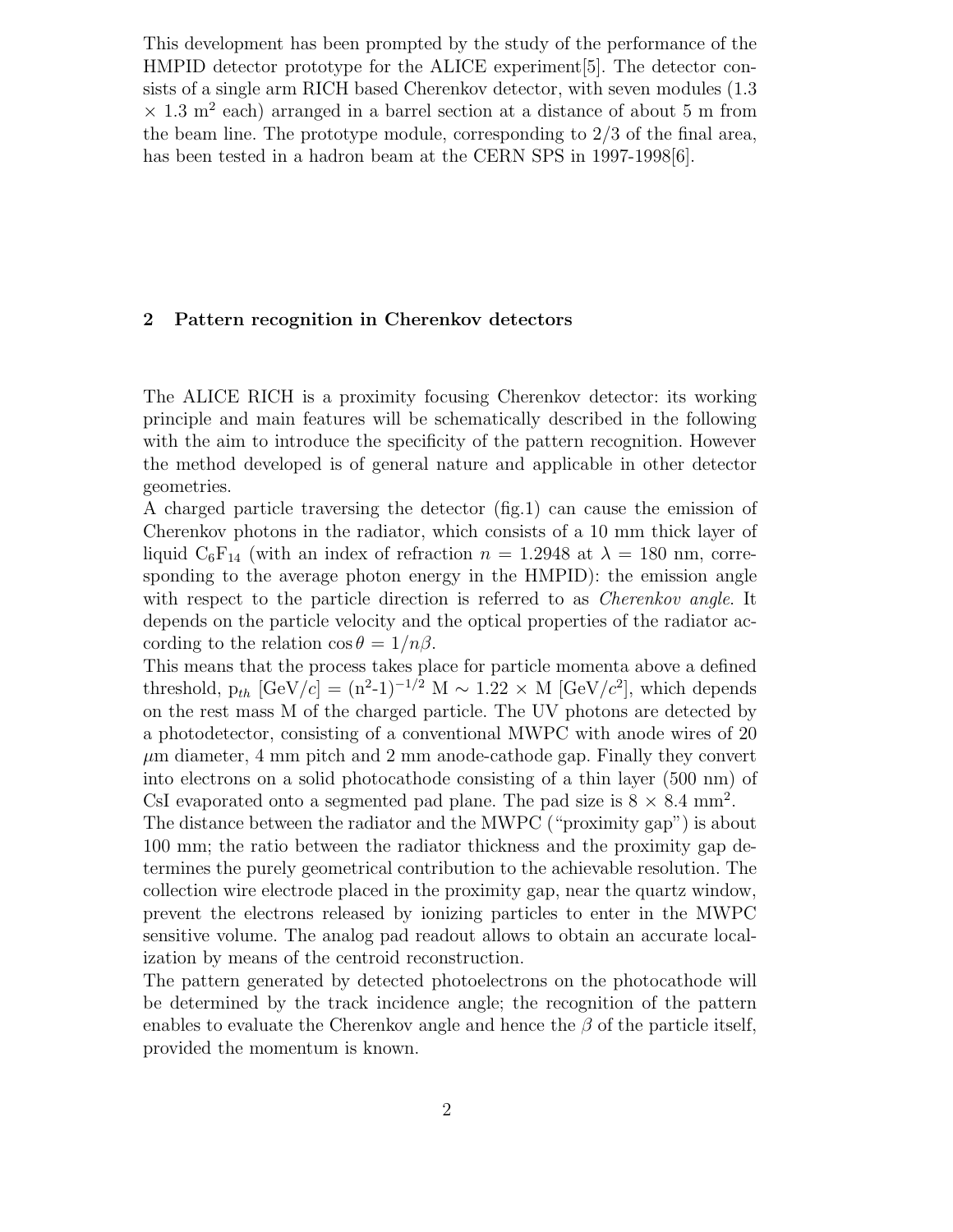This development has been prompted by the study of the performance of the HMPID detector prototype for the ALICE experiment[5]. The detector consists of a single arm RICH based Cherenkov detector, with seven modules (1.3 $\times$ 1.3 m$^2$ each) arranged in a barrel section at a distance of about 5 m from the beam line. The prototype module, corresponding to 2/3 of the final area, has been tested in a hadron beam at the CERN SPS in 1997-1998[6].

## 2 Pattern recognition in Cherenkov detectors

The ALICE RICH is a proximity focusing Cherenkov detector: its working principle and main features will be schematically described in the following with the aim to introduce the specificity of the pattern recognition. However the method developed is of general nature and applicable in other detector geometries.

A charged particle traversing the detector (fig.1) can cause the emission of Cherenkov photons in the radiator, which consists of a 10 mm thick layer of liquid $C_6F_{14}$ (with an index of refraction $n = 1.2948$ at $\lambda = 180$ nm, corresponding to the average photon energy in the HMPID): the emission angle with respect to the particle direction is referred to as *Cherenkov angle*. It depends on the particle velocity and the optical properties of the radiator according to the relation $\cos\theta = 1/n\beta$.

This means that the process takes place for particle momenta above a defined threshold, $p_{th}$ [GeV/$c$] = $(n^2\text{-}1)^{-1/2}$ M $\sim$ 1.22 $\times$ M [GeV/$c^2$], which depends on the rest mass M of the charged particle. The UV photons are detected by a photodetector, consisting of a conventional MWPC with anode wires of 20 $\mu$m diameter, 4 mm pitch and 2 mm anode-cathode gap. Finally they convert into electrons on a solid photocathode consisting of a thin layer (500 nm) of CsI evaporated onto a segmented pad plane. The pad size is 8 $\times$ 8.4 mm$^2$.

The distance between the radiator and the MWPC ("proximity gap") is about 100 mm; the ratio between the radiator thickness and the proximity gap determines the purely geometrical contribution to the achievable resolution. The collection wire electrode placed in the proximity gap, near the quartz window, prevent the electrons released by ionizing particles to enter in the MWPC sensitive volume. The analog pad readout allows to obtain an accurate localization by means of the centroid reconstruction.

The pattern generated by detected photoelectrons on the photocathode will be determined by the track incidence angle; the recognition of the pattern enables to evaluate the Cherenkov angle and hence the $\beta$ of the particle itself, provided the momentum is known.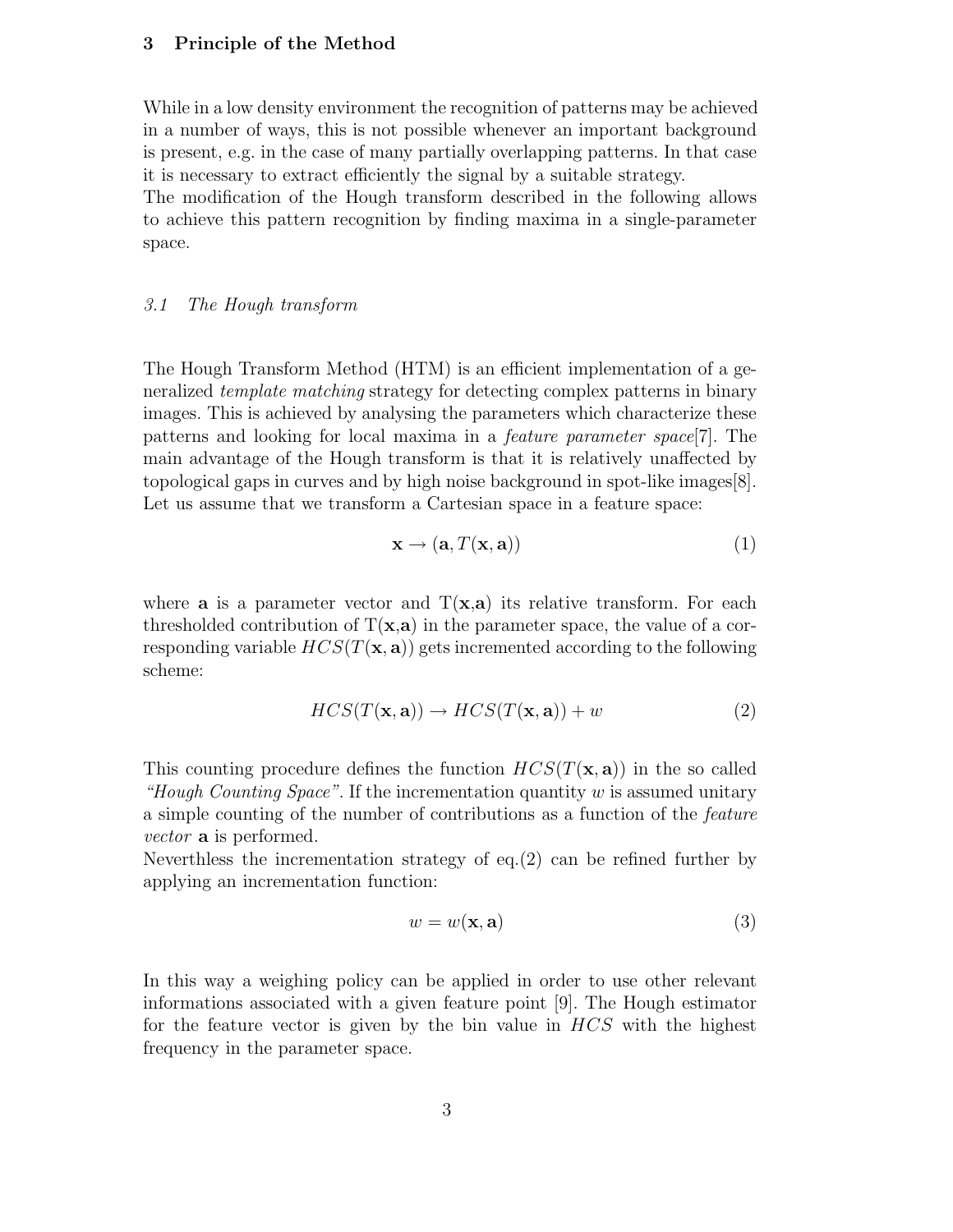## 3 Principle of the Method

While in a low density environment the recognition of patterns may be achieved in a number of ways, this is not possible whenever an important background is present, e.g. in the case of many partially overlapping patterns. In that case it is necessary to extract efficiently the signal by a suitable strategy.
The modification of the Hough transform described in the following allows to achieve this pattern recognition by finding maxima in a single-parameter space.

### *3.1 The Hough transform*

The Hough Transform Method (HTM) is an efficient implementation of a generalized *template matching* strategy for detecting complex patterns in binary images. This is achieved by analysing the parameters which characterize these patterns and looking for local maxima in a *feature parameter space*[7]. The main advantage of the Hough transform is that it is relatively unaffected by topological gaps in curves and by high noise background in spot-like images[8]. Let us assume that we transform a Cartesian space in a feature space:

$$\mathbf{x} \rightarrow (\mathbf{a}, T(\mathbf{x}, \mathbf{a})) \tag{1}$$

where $\mathbf{a}$ is a parameter vector and $T(\mathbf{x},\mathbf{a})$ its relative transform. For each thresholded contribution of $T(\mathbf{x},\mathbf{a})$ in the parameter space, the value of a corresponding variable $HCS(T(\mathbf{x}, \mathbf{a}))$ gets incremented according to the following scheme:

$$HCS(T(\mathbf{x}, \mathbf{a})) \rightarrow HCS(T(\mathbf{x}, \mathbf{a})) + w \tag{2}$$

This counting procedure defines the function $HCS(T(\mathbf{x}, \mathbf{a}))$ in the so called *"Hough Counting Space"*. If the incrementation quantity $w$ is assumed unitary a simple counting of the number of contributions as a function of the *feature vector* $\mathbf{a}$ is performed.
Neverthless the incrementation strategy of eq.(2) can be refined further by applying an incrementation function:

$$w = w(\mathbf{x}, \mathbf{a}) \tag{3}$$

In this way a weighing policy can be applied in order to use other relevant informations associated with a given feature point [9]. The Hough estimator for the feature vector is given by the bin value in $HCS$ with the highest frequency in the parameter space.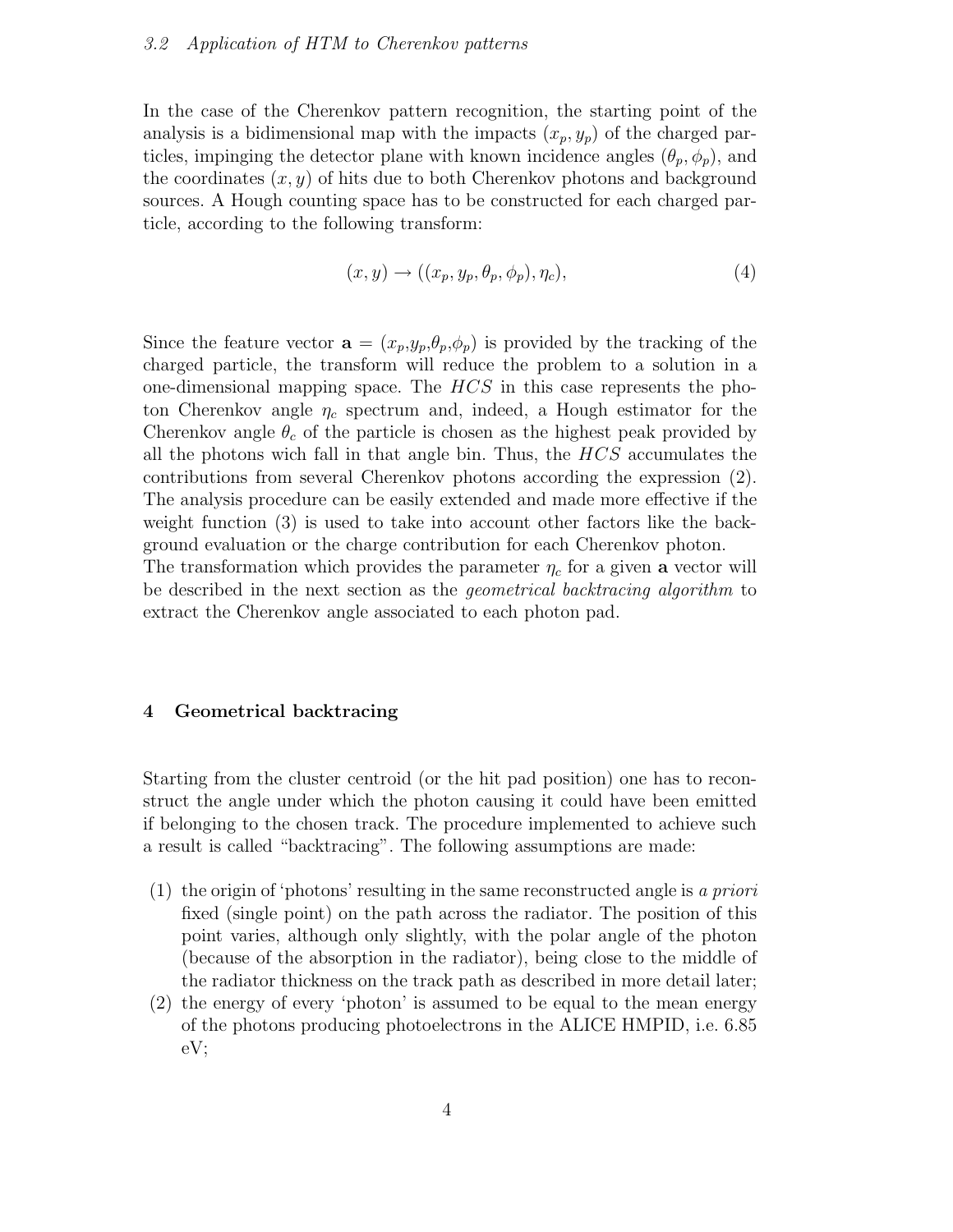### 3.2 Application of HTM to Cherenkov patterns

In the case of the Cherenkov pattern recognition, the starting point of the analysis is a bidimensional map with the impacts $(x_p, y_p)$ of the charged particles, impinging the detector plane with known incidence angles $(\theta_p, \phi_p)$, and the coordinates $(x, y)$ of hits due to both Cherenkov photons and background sources. A Hough counting space has to be constructed for each charged particle, according to the following transform:

$$(x, y) \rightarrow ((x_p, y_p, \theta_p, \phi_p), \eta_c), \tag{4}$$

Since the feature vector $\mathbf{a} = (x_p,y_p,\theta_p,\phi_p)$ is provided by the tracking of the charged particle, the transform will reduce the problem to a solution in a one-dimensional mapping space. The $HCS$ in this case represents the photon Cherenkov angle $\eta_c$ spectrum and, indeed, a Hough estimator for the Cherenkov angle $\theta_c$ of the particle is chosen as the highest peak provided by all the photons wich fall in that angle bin. Thus, the $HCS$ accumulates the contributions from several Cherenkov photons according the expression (2). The analysis procedure can be easily extended and made more effective if the weight function (3) is used to take into account other factors like the background evaluation or the charge contribution for each Cherenkov photon.
The transformation which provides the parameter $\eta_c$ for a given $\mathbf{a}$ vector will be described in the next section as the *geometrical backtracing algorithm* to extract the Cherenkov angle associated to each photon pad.

## 4 Geometrical backtracing

Starting from the cluster centroid (or the hit pad position) one has to reconstruct the angle under which the photon causing it could have been emitted if belonging to the chosen track. The procedure implemented to achieve such a result is called "backtracing". The following assumptions are made:

(1) the origin of 'photons' resulting in the same reconstructed angle is *a priori* fixed (single point) on the path across the radiator. The position of this point varies, although only slightly, with the polar angle of the photon (because of the absorption in the radiator), being close to the middle of the radiator thickness on the track path as described in more detail later;
(2) the energy of every 'photon' is assumed to be equal to the mean energy of the photons producing photoelectrons in the ALICE HMPID, i.e. 6.85 eV;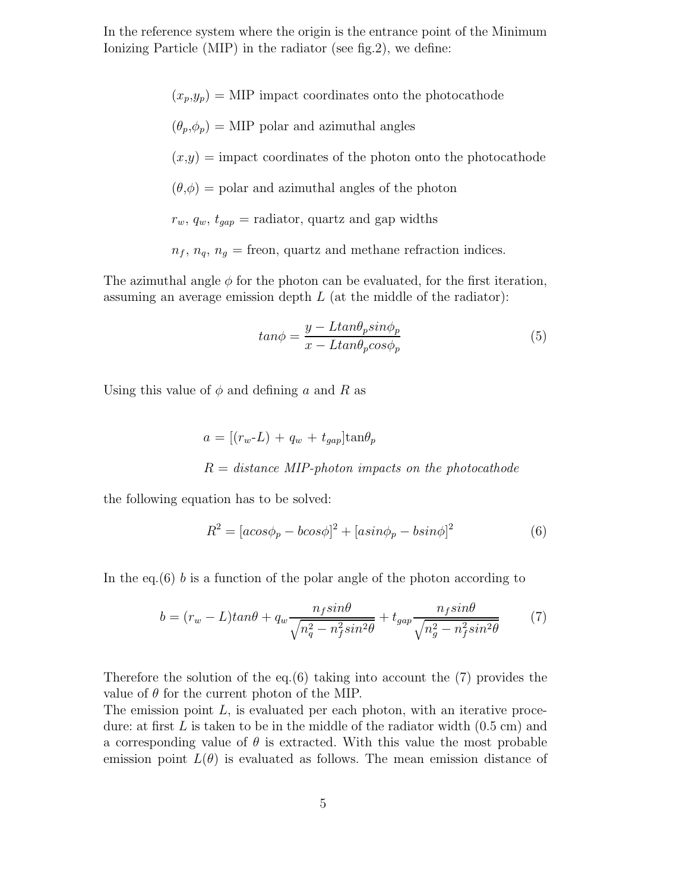In the reference system where the origin is the entrance point of the Minimum Ionizing Particle (MIP) in the radiator (see fig.2), we define:

$(x_p,y_p)$ = MIP impact coordinates onto the photocathode

$(\theta_p,\phi_p)$ = MIP polar and azimuthal angles

$(x,y)$ = impact coordinates of the photon onto the photocathode

$(\theta,\phi)$ = polar and azimuthal angles of the photon

$r_w$, $q_w$, $t_{gap}$ = radiator, quartz and gap widths

$n_f$, $n_q$, $n_g$ = freon, quartz and methane refraction indices.

The azimuthal angle $\phi$ for the photon can be evaluated, for the first iteration, assuming an average emission depth $L$ (at the middle of the radiator):

$$tan\phi = \frac{y - Ltan\theta_p sin\phi_p}{x - Ltan\theta_p cos\phi_p} \tag{5}$$

Using this value of $\phi$ and defining $a$ and $R$ as

$a = [(r_w\text{-}L) + q_w + t_{gap}]\tan\theta_p$

$R$ = *distance MIP-photon impacts on the photocathode*

the following equation has to be solved:

$$R^2 = [acos\phi_p - bcos\phi]^2 + [asin\phi_p - bsin\phi]^2 \tag{6}$$

In the eq.(6) $b$ is a function of the polar angle of the photon according to

$$b = (r_w - L)tan\theta + q_w \frac{n_f sin\theta}{\sqrt{n_q^2 - n_f^2 sin^2\theta}} + t_{gap} \frac{n_f sin\theta}{\sqrt{n_g^2 - n_f^2 sin^2\theta}} \tag{7}$$

Therefore the solution of the eq.(6) taking into account the (7) provides the value of $\theta$ for the current photon of the MIP.
The emission point $L$, is evaluated per each photon, with an iterative procedure: at first $L$ is taken to be in the middle of the radiator width (0.5 cm) and a corresponding value of $\theta$ is extracted. With this value the most probable emission point $L(\theta)$ is evaluated as follows. The mean emission distance of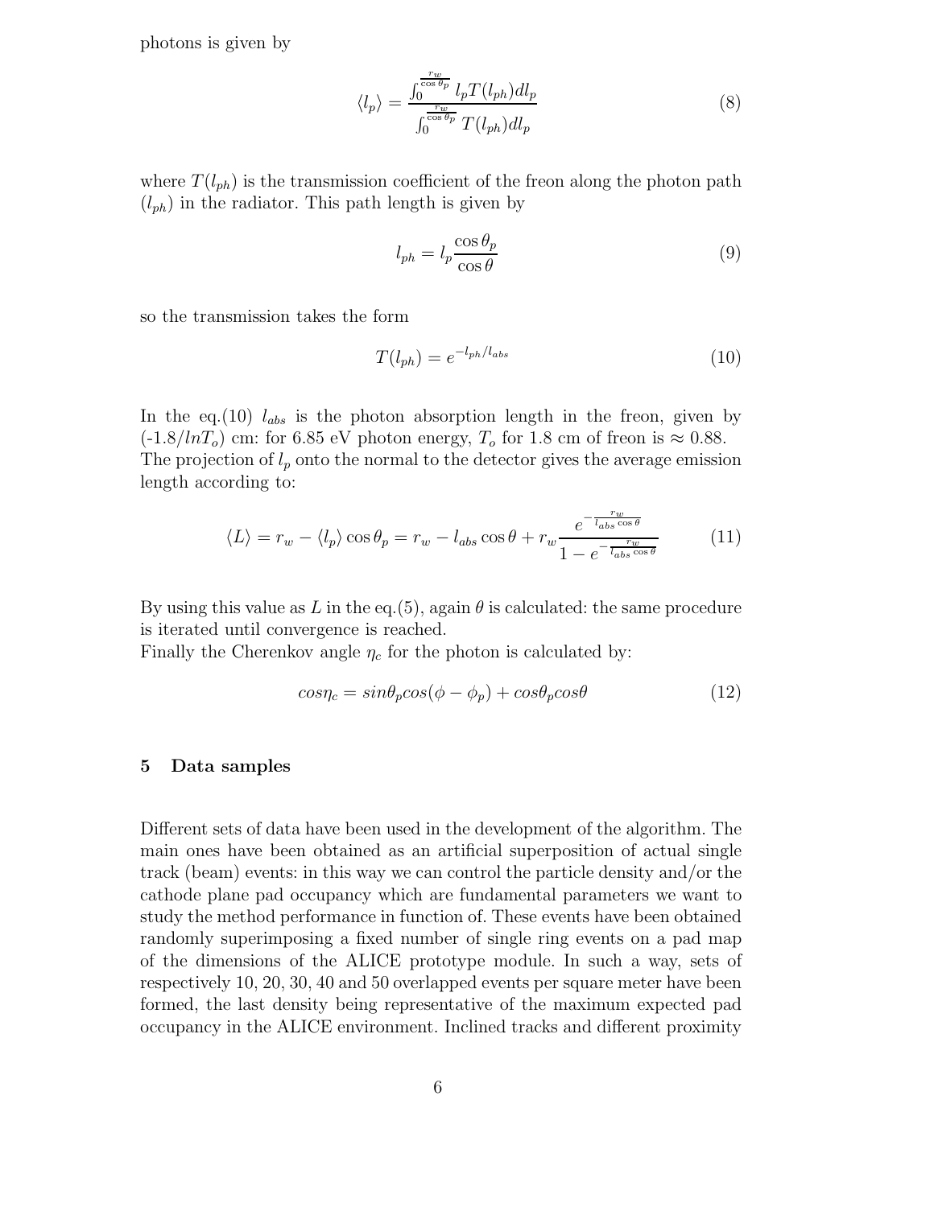photons is given by

$$\langle l_p \rangle = \frac{\int_0^{\frac{r_w}{\cos\theta_p}} l_p T(l_{ph}) dl_p}{\int_0^{\frac{r_w}{\cos\theta_p}} T(l_{ph}) dl_p} \tag{8}$$

where $T(l_{ph})$ is the transmission coefficient of the freon along the photon path ($l_{ph}$) in the radiator. This path length is given by

$$l_{ph} = l_p \frac{\cos\theta_p}{\cos\theta} \tag{9}$$

so the transmission takes the form

$$T(l_{ph}) = e^{-l_{ph}/l_{abs}} \tag{10}$$

In the eq.(10) $l_{abs}$ is the photon absorption length in the freon, given by ($-1.8/lnT_o$) cm: for 6.85 eV photon energy, $T_o$ for 1.8 cm of freon is $\approx 0.88$.
The projection of $l_p$ onto the normal to the detector gives the average emission length according to:

$$\langle L \rangle = r_w - \langle l_p \rangle \cos\theta_p = r_w - l_{abs}\cos\theta + r_w \frac{e^{-\frac{r_w}{l_{abs}\cos\theta}}}{1 - e^{-\frac{r_w}{l_{abs}\cos\theta}}} \tag{11}$$

By using this value as $L$ in the eq.(5), again $\theta$ is calculated: the same procedure is iterated until convergence is reached.
Finally the Cherenkov angle $\eta_c$ for the photon is calculated by:

$$cos\eta_c = sin\theta_p cos(\phi - \phi_p) + cos\theta_p cos\theta \tag{12}$$

## 5 Data samples

Different sets of data have been used in the development of the algorithm. The main ones have been obtained as an artificial superposition of actual single track (beam) events: in this way we can control the particle density and/or the cathode plane pad occupancy which are fundamental parameters we want to study the method performance in function of. These events have been obtained randomly superimposing a fixed number of single ring events on a pad map of the dimensions of the ALICE prototype module. In such a way, sets of respectively 10, 20, 30, 40 and 50 overlapped events per square meter have been formed, the last density being representative of the maximum expected pad occupancy in the ALICE environment. Inclined tracks and different proximity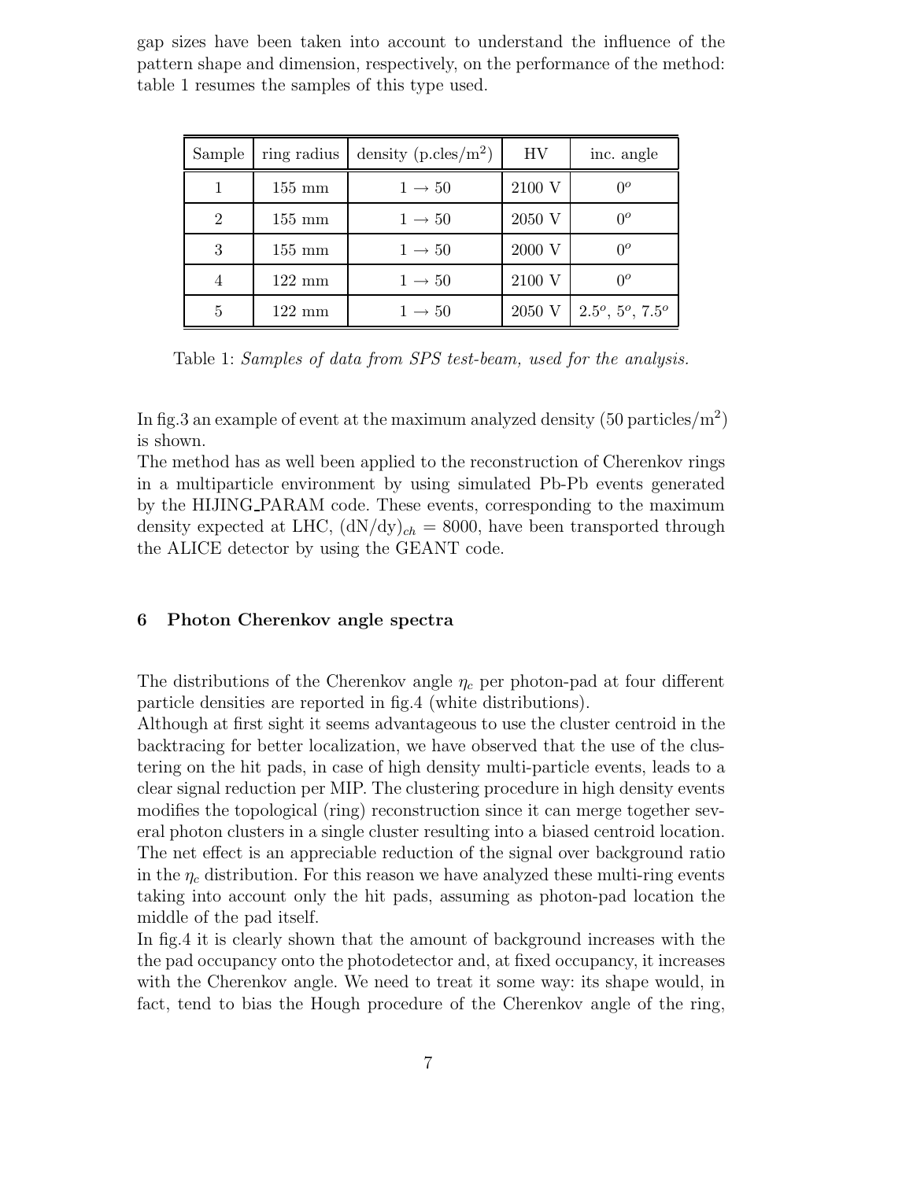gap sizes have been taken into account to understand the influence of the pattern shape and dimension, respectively, on the performance of the method: table 1 resumes the samples of this type used.

| Sample | ring radius | density (p.cles/m$^2$) | HV | inc. angle |
| --- | --- | --- | --- | --- |
| 1 | 155 mm | $1 \rightarrow 50$ | 2100 V | $0^o$ |
| 2 | 155 mm | $1 \rightarrow 50$ | 2050 V | $0^o$ |
| 3 | 155 mm | $1 \rightarrow 50$ | 2000 V | $0^o$ |
| 4 | 122 mm | $1 \rightarrow 50$ | 2100 V | $0^o$ |
| 5 | 122 mm | $1 \rightarrow 50$ | 2050 V | $2.5^o$, $5^o$, $7.5^o$ |

Table 1: *Samples of data from SPS test-beam, used for the analysis.*

In fig.3 an example of event at the maximum analyzed density (50 particles/m$^2$) is shown.
The method has as well been applied to the reconstruction of Cherenkov rings in a multiparticle environment by using simulated Pb-Pb events generated by the HIJING_PARAM code. These events, corresponding to the maximum density expected at LHC, $(\mathrm{dN/dy})_{ch} = 8000$, have been transported through the ALICE detector by using the GEANT code.

## 6 Photon Cherenkov angle spectra

The distributions of the Cherenkov angle $\eta_c$ per photon-pad at four different particle densities are reported in fig.4 (white distributions).
Although at first sight it seems advantageous to use the cluster centroid in the backtracing for better localization, we have observed that the use of the clustering on the hit pads, in case of high density multi-particle events, leads to a clear signal reduction per MIP. The clustering procedure in high density events modifies the topological (ring) reconstruction since it can merge together several photon clusters in a single cluster resulting into a biased centroid location. The net effect is an appreciable reduction of the signal over background ratio in the $\eta_c$ distribution. For this reason we have analyzed these multi-ring events taking into account only the hit pads, assuming as photon-pad location the middle of the pad itself.
In fig.4 it is clearly shown that the amount of background increases with the the pad occupancy onto the photodetector and, at fixed occupancy, it increases with the Cherenkov angle. We need to treat it some way: its shape would, in fact, tend to bias the Hough procedure of the Cherenkov angle of the ring,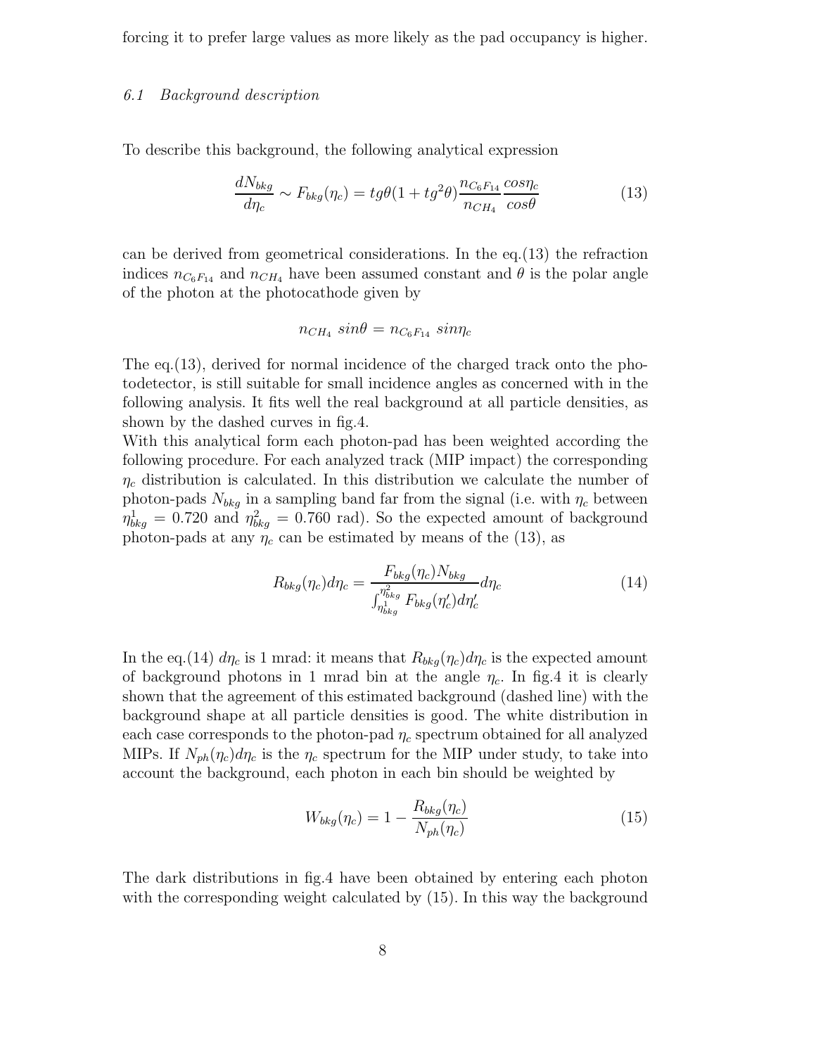forcing it to prefer large values as more likely as the pad occupancy is higher.

### *6.1 Background description*

To describe this background, the following analytical expression

$$\frac{dN_{bkg}}{d\eta_c} \sim F_{bkg}(\eta_c) = tg\theta(1 + tg^2\theta)\frac{n_{C_6F_{14}}}{n_{CH_4}}\frac{cos\eta_c}{cos\theta} \tag{13}$$

can be derived from geometrical considerations. In the eq.(13) the refraction indices $n_{C_6F_{14}}$ and $n_{CH_4}$ have been assumed constant and $\theta$ is the polar angle of the photon at the photocathode given by

$$n_{CH_4}\ sin\theta = n_{C_6F_{14}}\ sin\eta_c$$

The eq.(13), derived for normal incidence of the charged track onto the photodetector, is still suitable for small incidence angles as concerned with in the following analysis. It fits well the real background at all particle densities, as shown by the dashed curves in fig.4.

With this analytical form each photon-pad has been weighted according the following procedure. For each analyzed track (MIP impact) the corresponding $\eta_c$ distribution is calculated. In this distribution we calculate the number of photon-pads $N_{bkg}$ in a sampling band far from the signal (i.e. with $\eta_c$ between $\eta^1_{bkg} = 0.720$ and $\eta^2_{bkg} = 0.760$ rad). So the expected amount of background photon-pads at any $\eta_c$ can be estimated by means of the (13), as

$$R_{bkg}(\eta_c)d\eta_c = \frac{F_{bkg}(\eta_c)N_{bkg}}{\int_{\eta^1_{bkg}}^{\eta^2_{bkg}} F_{bkg}(\eta'_c)d\eta'_c}d\eta_c \tag{14}$$

In the eq.(14) $d\eta_c$ is 1 mrad: it means that $R_{bkg}(\eta_c)d\eta_c$ is the expected amount of background photons in 1 mrad bin at the angle $\eta_c$. In fig.4 it is clearly shown that the agreement of this estimated background (dashed line) with the background shape at all particle densities is good. The white distribution in each case corresponds to the photon-pad $\eta_c$ spectrum obtained for all analyzed MIPs. If $N_{ph}(\eta_c)d\eta_c$ is the $\eta_c$ spectrum for the MIP under study, to take into account the background, each photon in each bin should be weighted by

$$W_{bkg}(\eta_c) = 1 - \frac{R_{bkg}(\eta_c)}{N_{ph}(\eta_c)} \tag{15}$$

The dark distributions in fig.4 have been obtained by entering each photon with the corresponding weight calculated by (15). In this way the background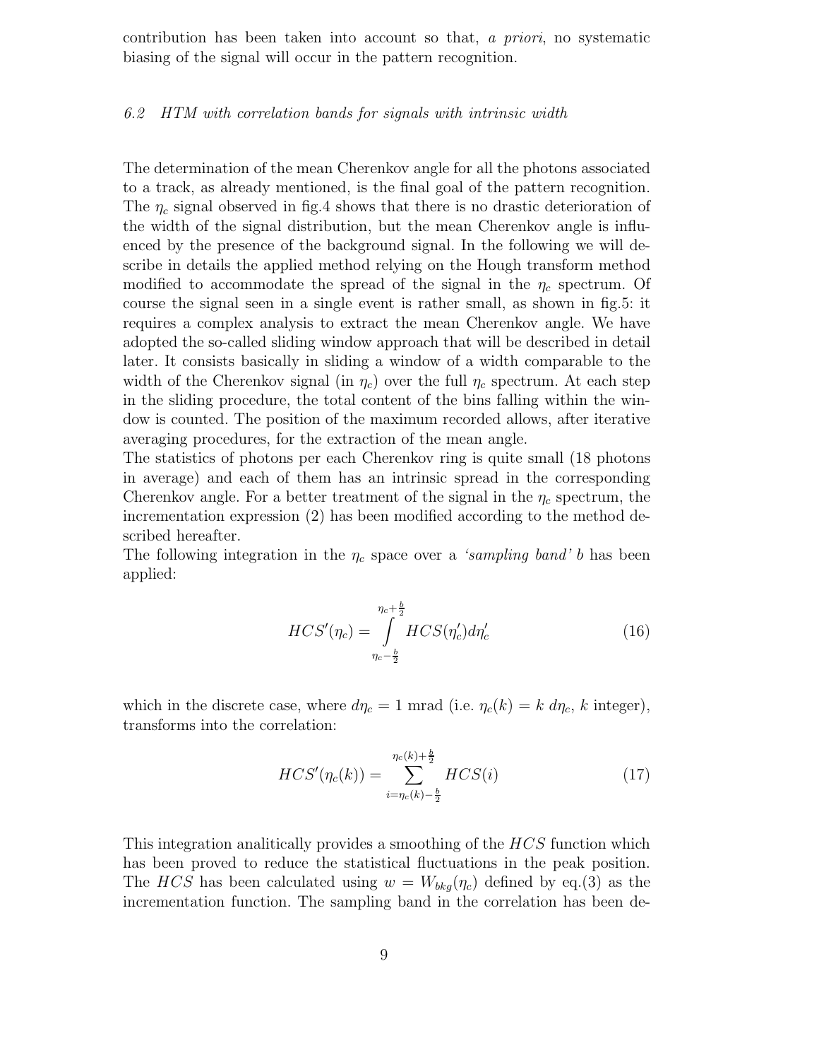contribution has been taken into account so that, *a priori*, no systematic biasing of the signal will occur in the pattern recognition.

### *6.2 HTM with correlation bands for signals with intrinsic width*

The determination of the mean Cherenkov angle for all the photons associated to a track, as already mentioned, is the final goal of the pattern recognition. The $\eta_c$ signal observed in fig.4 shows that there is no drastic deterioration of the width of the signal distribution, but the mean Cherenkov angle is influenced by the presence of the background signal. In the following we will describe in details the applied method relying on the Hough transform method modified to accommodate the spread of the signal in the $\eta_c$ spectrum. Of course the signal seen in a single event is rather small, as shown in fig.5: it requires a complex analysis to extract the mean Cherenkov angle. We have adopted the so-called sliding window approach that will be described in detail later. It consists basically in sliding a window of a width comparable to the width of the Cherenkov signal (in $\eta_c$) over the full $\eta_c$ spectrum. At each step in the sliding procedure, the total content of the bins falling within the window is counted. The position of the maximum recorded allows, after iterative averaging procedures, for the extraction of the mean angle.
The statistics of photons per each Cherenkov ring is quite small (18 photons in average) and each of them has an intrinsic spread in the corresponding Cherenkov angle. For a better treatment of the signal in the $\eta_c$ spectrum, the incrementation expression (2) has been modified according to the method described hereafter.
The following integration in the $\eta_c$ space over a *'sampling band'* $b$ has been applied:

$$HCS'(\eta_c) = \int_{\eta_c - \frac{b}{2}}^{\eta_c + \frac{b}{2}} HCS(\eta'_c) d\eta'_c \tag{16}$$

which in the discrete case, where $d\eta_c = 1$ mrad (i.e. $\eta_c(k) = k\ d\eta_c$, $k$ integer), transforms into the correlation:

$$HCS'(\eta_c(k)) = \sum_{i=\eta_c(k) - \frac{b}{2}}^{\eta_c(k) + \frac{b}{2}} HCS(i) \tag{17}$$

This integration analitically provides a smoothing of the $HCS$ function which has been proved to reduce the statistical fluctuations in the peak position. The $HCS$ has been calculated using $w = W_{bkg}(\eta_c)$ defined by eq.(3) as the incrementation function. The sampling band in the correlation has been de-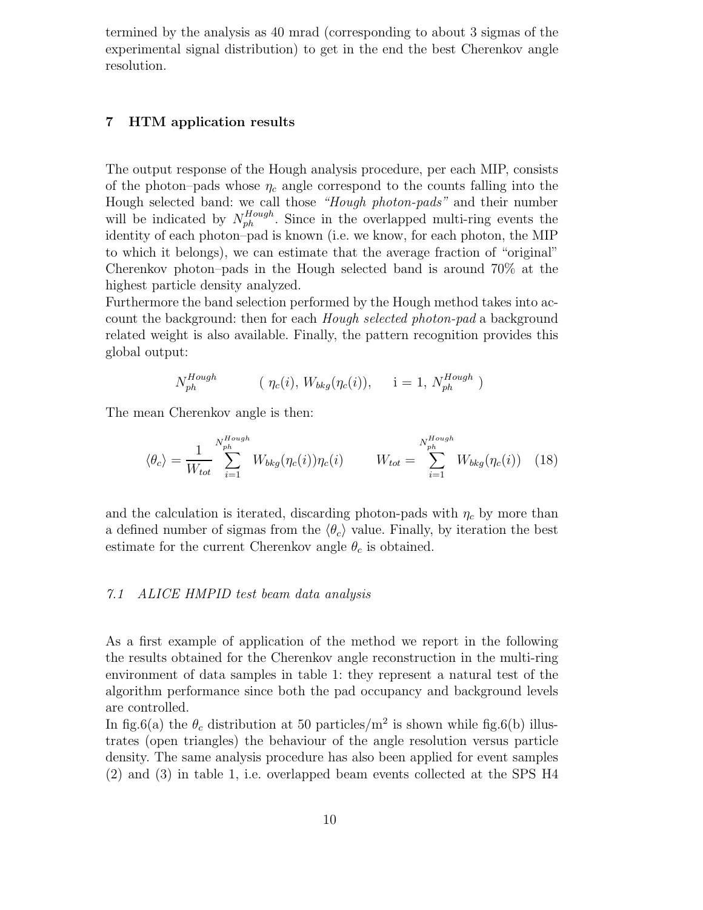termined by the analysis as 40 mrad (corresponding to about 3 sigmas of the experimental signal distribution) to get in the end the best Cherenkov angle resolution.

## 7 HTM application results

The output response of the Hough analysis procedure, per each MIP, consists of the photon–pads whose $\eta_c$ angle correspond to the counts falling into the Hough selected band: we call those *"Hough photon-pads"* and their number will be indicated by $N_{ph}^{Hough}$. Since in the overlapped multi-ring events the identity of each photon–pad is known (i.e. we know, for each photon, the MIP to which it belongs), we can estimate that the average fraction of "original" Cherenkov photon–pads in the Hough selected band is around 70% at the highest particle density analyzed.
Furthermore the band selection performed by the Hough method takes into account the background: then for each *Hough selected photon-pad* a background related weight is also available. Finally, the pattern recognition provides this global output:

$$N_{ph}^{Hough} \qquad ( \; \eta_c(i), \, W_{bkg}(\eta_c(i)), \quad \mathrm{i} = 1, \, N_{ph}^{Hough} \; )$$

The mean Cherenkov angle is then:

$$\langle \theta_c \rangle = \frac{1}{W_{tot}} \sum_{i=1}^{N_{ph}^{Hough}} W_{bkg}(\eta_c(i)) \eta_c(i) \qquad W_{tot} = \sum_{i=1}^{N_{ph}^{Hough}} W_{bkg}(\eta_c(i)) \quad (18)$$

and the calculation is iterated, discarding photon-pads with $\eta_c$ by more than a defined number of sigmas from the $\langle \theta_c \rangle$ value. Finally, by iteration the best estimate for the current Cherenkov angle $\theta_c$ is obtained.

### *7.1 ALICE HMPID test beam data analysis*

As a first example of application of the method we report in the following the results obtained for the Cherenkov angle reconstruction in the multi-ring environment of data samples in table 1: they represent a natural test of the algorithm performance since both the pad occupancy and background levels are controlled.
In fig.6(a) the $\theta_c$ distribution at 50 particles/m$^2$ is shown while fig.6(b) illustrates (open triangles) the behaviour of the angle resolution versus particle density. The same analysis procedure has also been applied for event samples (2) and (3) in table 1, i.e. overlapped beam events collected at the SPS H4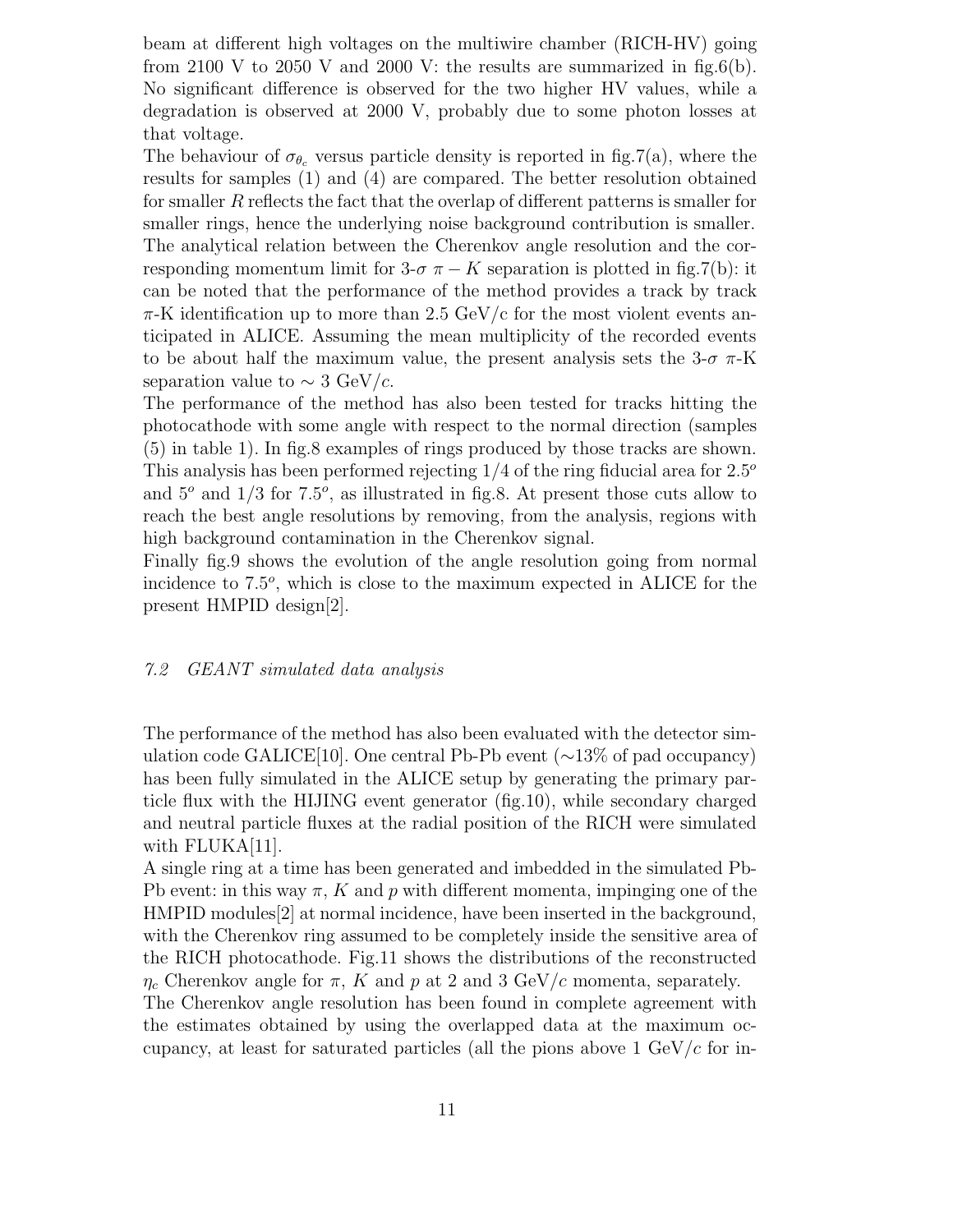beam at different high voltages on the multiwire chamber (RICH-HV) going from 2100 V to 2050 V and 2000 V: the results are summarized in fig.6(b). No significant difference is observed for the two higher HV values, while a degradation is observed at 2000 V, probably due to some photon losses at that voltage.

The behaviour of $\sigma_{\theta_c}$ versus particle density is reported in fig.7(a), where the results for samples (1) and (4) are compared. The better resolution obtained for smaller $R$ reflects the fact that the overlap of different patterns is smaller for smaller rings, hence the underlying noise background contribution is smaller. The analytical relation between the Cherenkov angle resolution and the corresponding momentum limit for 3-$\sigma$ $\pi - K$ separation is plotted in fig.7(b): it can be noted that the performance of the method provides a track by track $\pi$-K identification up to more than 2.5 GeV/c for the most violent events anticipated in ALICE. Assuming the mean multiplicity of the recorded events to be about half the maximum value, the present analysis sets the 3-$\sigma$ $\pi$-K separation value to $\sim$ 3 GeV/$c$.

The performance of the method has also been tested for tracks hitting the photocathode with some angle with respect to the normal direction (samples (5) in table 1). In fig.8 examples of rings produced by those tracks are shown. This analysis has been performed rejecting 1/4 of the ring fiducial area for $2.5^o$ and $5^o$ and 1/3 for $7.5^o$, as illustrated in fig.8. At present those cuts allow to reach the best angle resolutions by removing, from the analysis, regions with high background contamination in the Cherenkov signal.

Finally fig.9 shows the evolution of the angle resolution going from normal incidence to $7.5^o$, which is close to the maximum expected in ALICE for the present HMPID design[2].

### *7.2 GEANT simulated data analysis*

The performance of the method has also been evaluated with the detector simulation code GALICE[10]. One central Pb-Pb event ($\sim$13% of pad occupancy) has been fully simulated in the ALICE setup by generating the primary particle flux with the HIJING event generator (fig.10), while secondary charged and neutral particle fluxes at the radial position of the RICH were simulated with FLUKA[11].

A single ring at a time has been generated and imbedded in the simulated Pb-Pb event: in this way $\pi$, $K$ and $p$ with different momenta, impinging one of the HMPID modules[2] at normal incidence, have been inserted in the background, with the Cherenkov ring assumed to be completely inside the sensitive area of the RICH photocathode. Fig.11 shows the distributions of the reconstructed $\eta_c$ Cherenkov angle for $\pi$, $K$ and $p$ at 2 and 3 GeV/$c$ momenta, separately.

The Cherenkov angle resolution has been found in complete agreement with the estimates obtained by using the overlapped data at the maximum occupancy, at least for saturated particles (all the pions above 1 GeV/$c$ for in-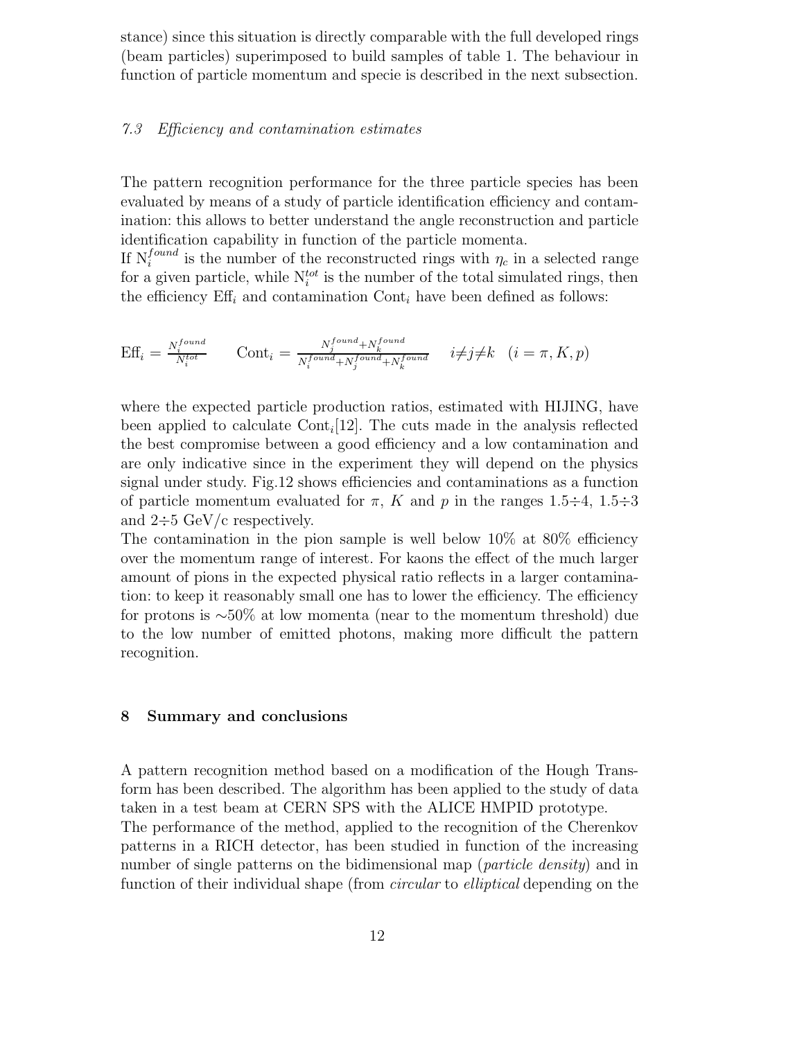stance) since this situation is directly comparable with the full developed rings (beam particles) superimposed to build samples of table 1. The behaviour in function of particle momentum and specie is described in the next subsection.

### *7.3 Efficiency and contamination estimates*

The pattern recognition performance for the three particle species has been evaluated by means of a study of particle identification efficiency and contamination: this allows to better understand the angle reconstruction and particle identification capability in function of the particle momenta.
If $N_i^{found}$ is the number of the reconstructed rings with $\eta_c$ in a selected range for a given particle, while $N_i^{tot}$ is the number of the total simulated rings, then the efficiency $\mathrm{Eff}_i$ and contamination $\mathrm{Cont}_i$ have been defined as follows:

$$\mathrm{Eff}_i = \frac{N_i^{found}}{N_i^{tot}} \qquad \mathrm{Cont}_i = \frac{N_j^{found}+N_k^{found}}{N_i^{found}+N_j^{found}+N_k^{found}} \quad i \neq j \neq k \quad (i = \pi, K, p)$$

where the expected particle production ratios, estimated with HIJING, have been applied to calculate $\mathrm{Cont}_i$[12]. The cuts made in the analysis reflected the best compromise between a good efficiency and a low contamination and are only indicative since in the experiment they will depend on the physics signal under study. Fig.12 shows efficiencies and contaminations as a function of particle momentum evaluated for $\pi$, $K$ and $p$ in the ranges 1.5÷4, 1.5÷3 and 2÷5 GeV/c respectively.
The contamination in the pion sample is well below 10% at 80% efficiency over the momentum range of interest. For kaons the effect of the much larger amount of pions in the expected physical ratio reflects in a larger contamination: to keep it reasonably small one has to lower the efficiency. The efficiency for protons is ∼50% at low momenta (near to the momentum threshold) due to the low number of emitted photons, making more difficult the pattern recognition.

## 8 Summary and conclusions

A pattern recognition method based on a modification of the Hough Transform has been described. The algorithm has been applied to the study of data taken in a test beam at CERN SPS with the ALICE HMPID prototype.
The performance of the method, applied to the recognition of the Cherenkov patterns in a RICH detector, has been studied in function of the increasing number of single patterns on the bidimensional map (*particle density*) and in function of their individual shape (from *circular* to *elliptical* depending on the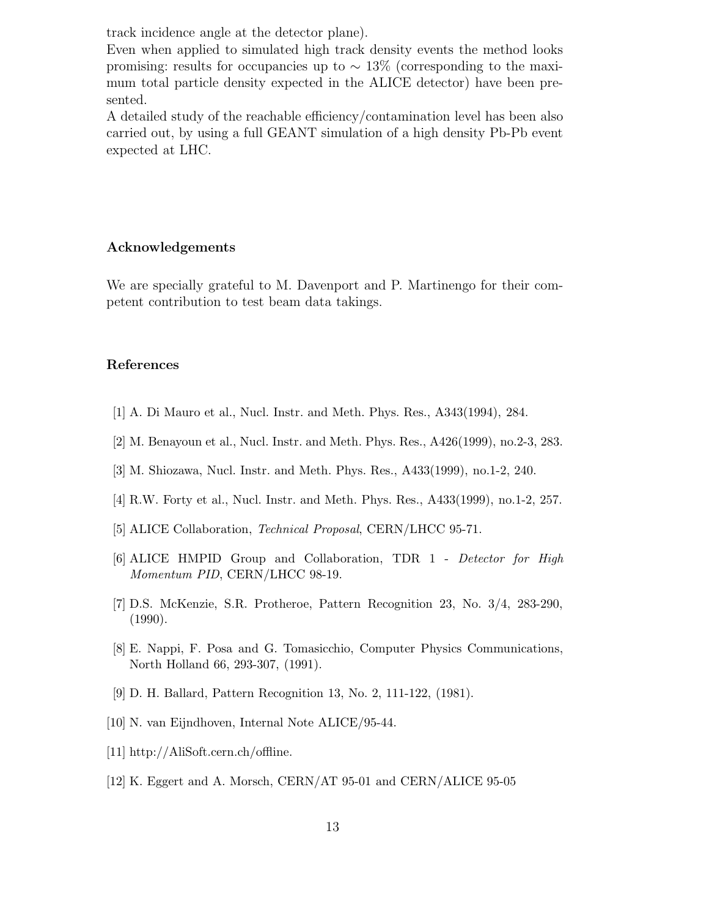track incidence angle at the detector plane).
Even when applied to simulated high track density events the method looks promising: results for occupancies up to $\sim 13\%$ (corresponding to the maximum total particle density expected in the ALICE detector) have been presented.
A detailed study of the reachable efficiency/contamination level has been also carried out, by using a full GEANT simulation of a high density Pb-Pb event expected at LHC.

## Acknowledgements

We are specially grateful to M. Davenport and P. Martinengo for their competent contribution to test beam data takings.

## References

[1] A. Di Mauro et al., Nucl. Instr. and Meth. Phys. Res., A343(1994), 284.

[2] M. Benayoun et al., Nucl. Instr. and Meth. Phys. Res., A426(1999), no.2-3, 283.

[3] M. Shiozawa, Nucl. Instr. and Meth. Phys. Res., A433(1999), no.1-2, 240.

[4] R.W. Forty et al., Nucl. Instr. and Meth. Phys. Res., A433(1999), no.1-2, 257.

[5] ALICE Collaboration, *Technical Proposal*, CERN/LHCC 95-71.

[6] ALICE HMPID Group and Collaboration, TDR 1 - *Detector for High Momentum PID*, CERN/LHCC 98-19.

[7] D.S. McKenzie, S.R. Protheroe, Pattern Recognition 23, No. 3/4, 283-290, (1990).

[8] E. Nappi, F. Posa and G. Tomasicchio, Computer Physics Communications, North Holland 66, 293-307, (1991).

[9] D. H. Ballard, Pattern Recognition 13, No. 2, 111-122, (1981).

[10] N. van Eijndhoven, Internal Note ALICE/95-44.

[11] http://AliSoft.cern.ch/offline.

[12] K. Eggert and A. Morsch, CERN/AT 95-01 and CERN/ALICE 95-05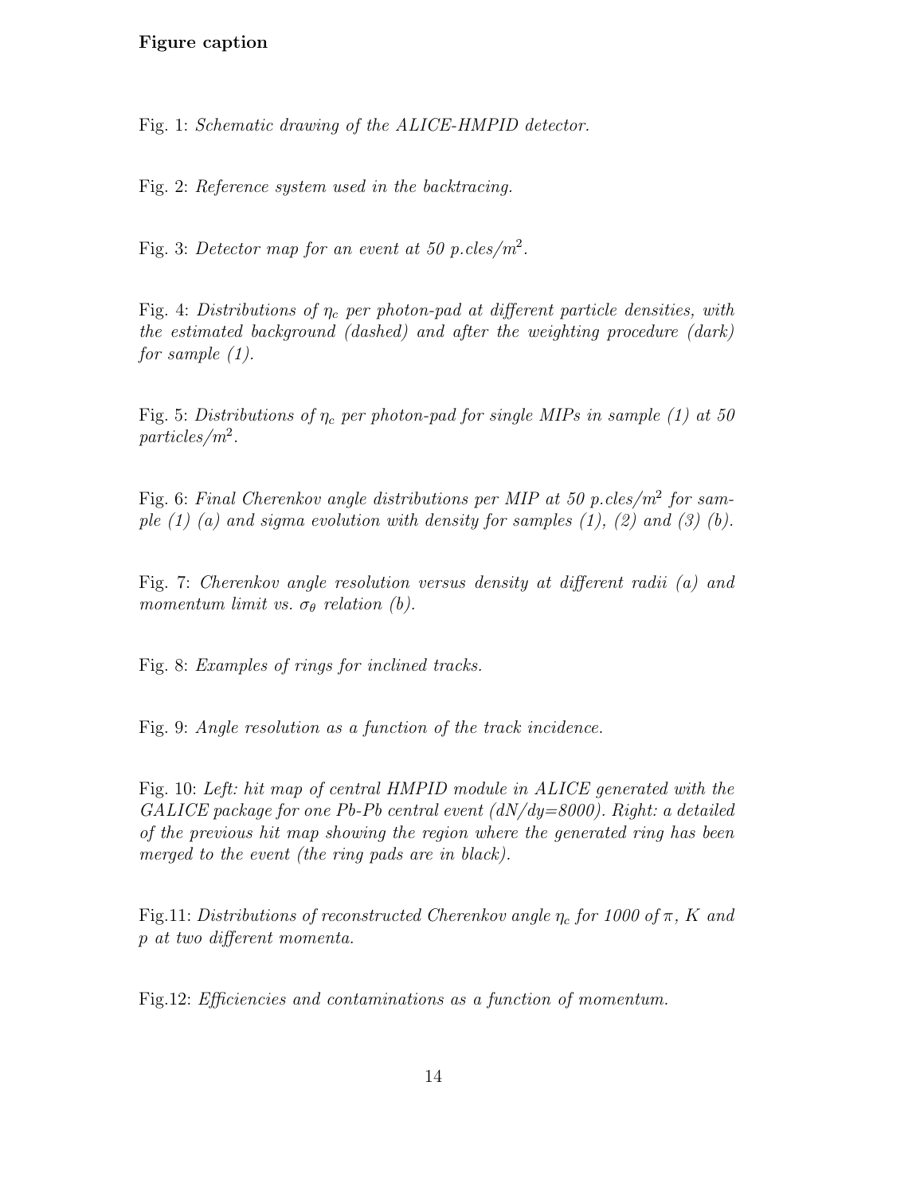**Figure caption**

Fig. 1: *Schematic drawing of the ALICE-HMPID detector.*

Fig. 2: *Reference system used in the backtracing.*

Fig. 3: *Detector map for an event at 50 p.cles/m$^2$.*

Fig. 4: *Distributions of $\eta_c$ per photon-pad at different particle densities, with the estimated background (dashed) and after the weighting procedure (dark) for sample (1).*

Fig. 5: *Distributions of $\eta_c$ per photon-pad for single MIPs in sample (1) at 50 particles/m$^2$.*

Fig. 6: *Final Cherenkov angle distributions per MIP at 50 p.cles/m$^2$ for sample (1) (a) and sigma evolution with density for samples (1), (2) and (3) (b).*

Fig. 7: *Cherenkov angle resolution versus density at different radii (a) and momentum limit vs. $\sigma_\theta$ relation (b).*

Fig. 8: *Examples of rings for inclined tracks.*

Fig. 9: *Angle resolution as a function of the track incidence.*

Fig. 10: *Left: hit map of central HMPID module in ALICE generated with the GALICE package for one Pb-Pb central event (dN/dy=8000). Right: a detailed of the previous hit map showing the region where the generated ring has been merged to the event (the ring pads are in black).*

Fig.11: *Distributions of reconstructed Cherenkov angle $\eta_c$ for 1000 of $\pi$, K and p at two different momenta.*

Fig.12: *Efficiencies and contaminations as a function of momentum.*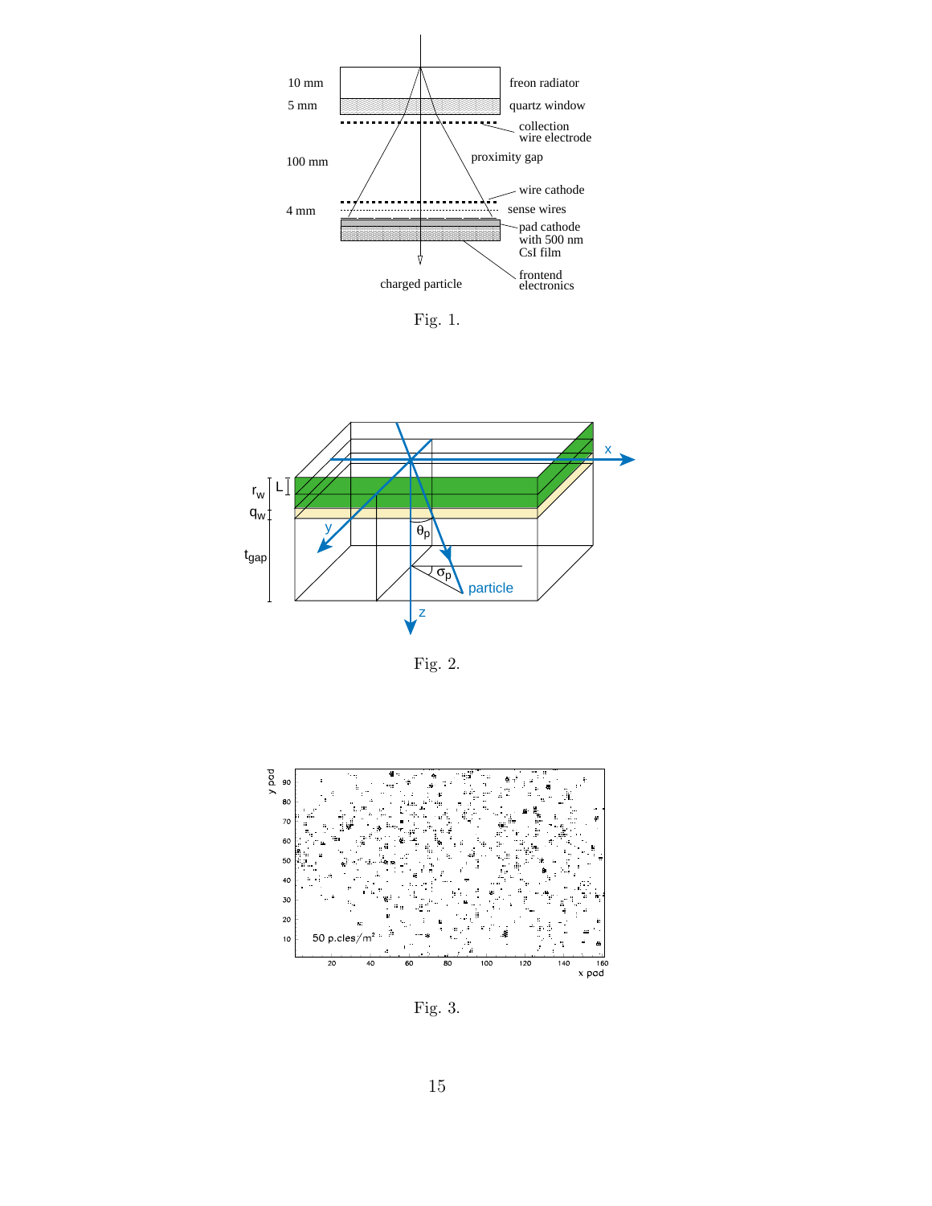Fig. 1.

Fig. 2.

Fig. 3.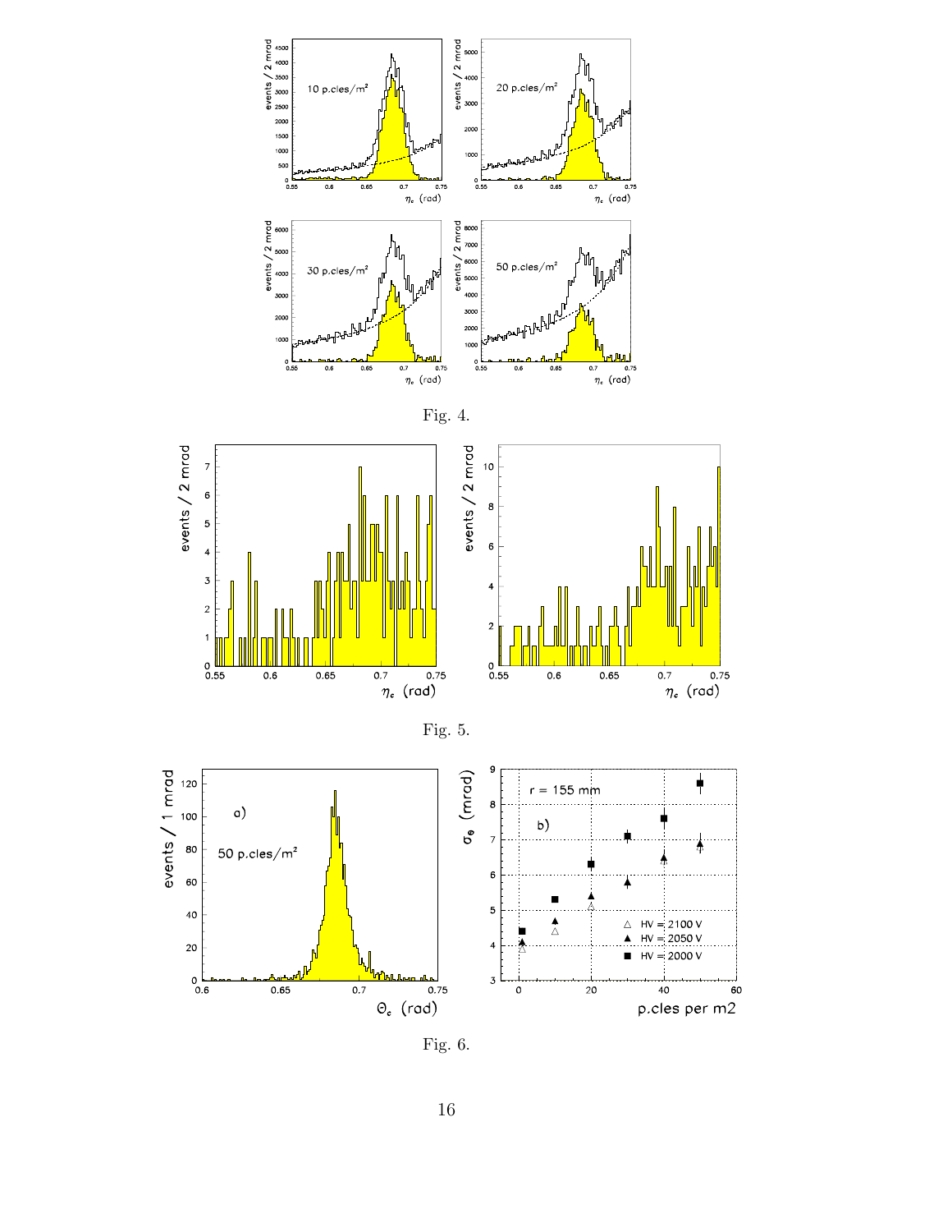Fig. 4.

Fig. 5.

Fig. 6.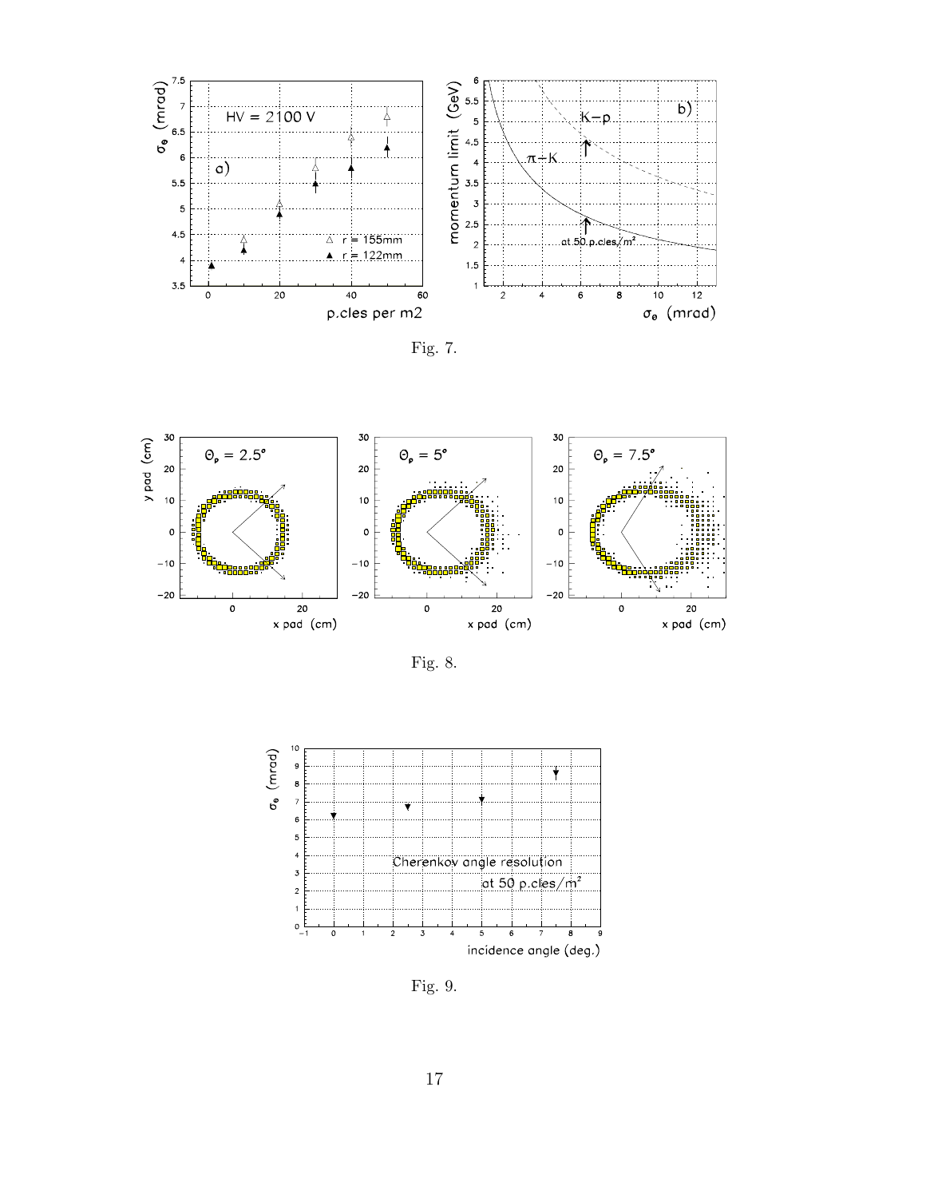Fig. 7.

Fig. 8.

Fig. 9.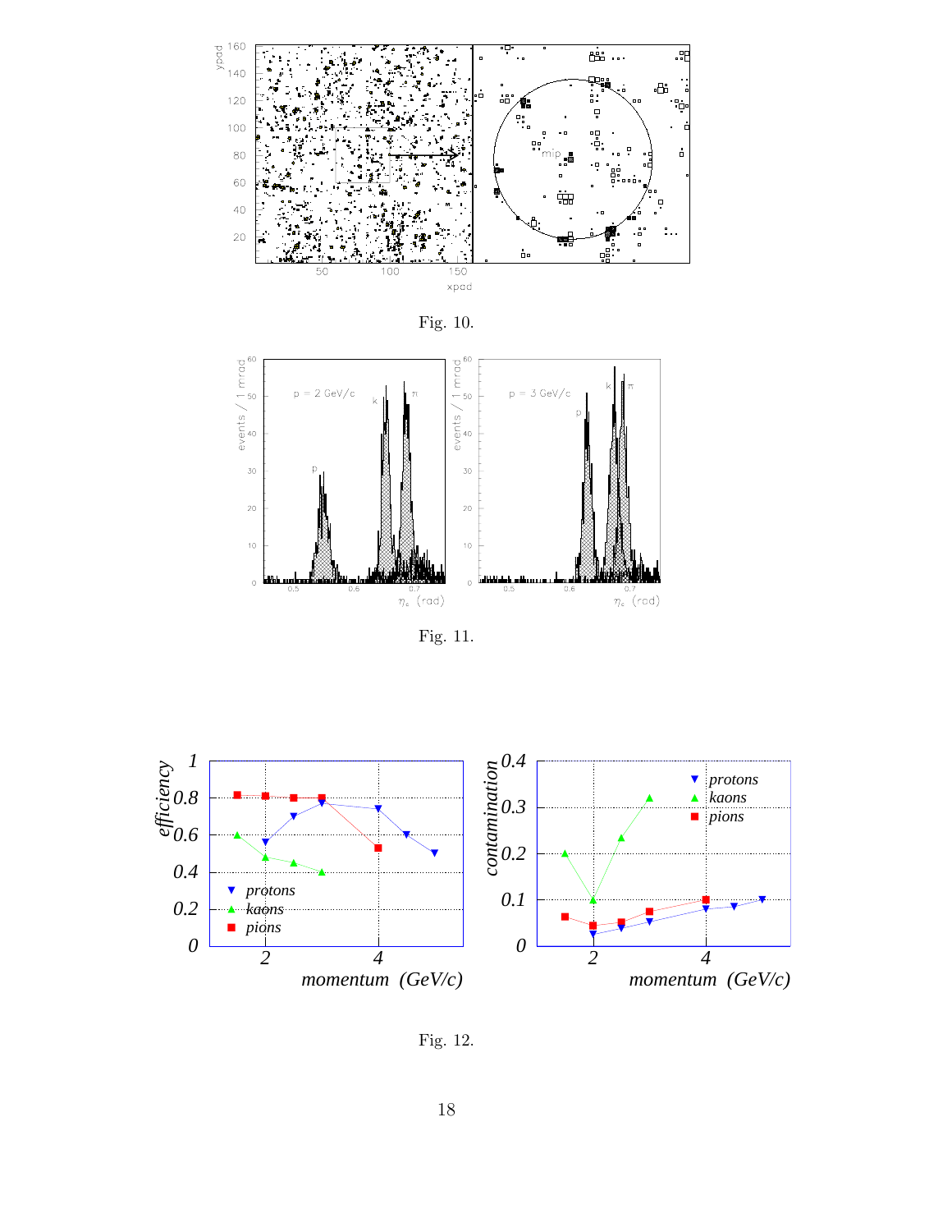ypad

160

140

120

100

80

60

40

20

50 100 150

xpad

mip

Fig. 10.

events / 1 mrad

60

50

40

30

20

10

0

p = 2 GeV/c

p

k

π

0.5 0.6 0.7

$\eta_c$ (rad)

events / 1 mrad

60

50

40

30

20

10

0

p = 3 GeV/c

p

k

π

0.5 0.6 0.7

$\eta_c$ (rad)

Fig. 11.

efficiency

1

0.8

0.6

0.4

0.2

0

2 4

momentum (GeV/c)

protons

kaons

pions

contamination

0.4

0.3

0.2

0.1

0

2 4

momentum (GeV/c)

protons

kaons

pions

Fig. 12.